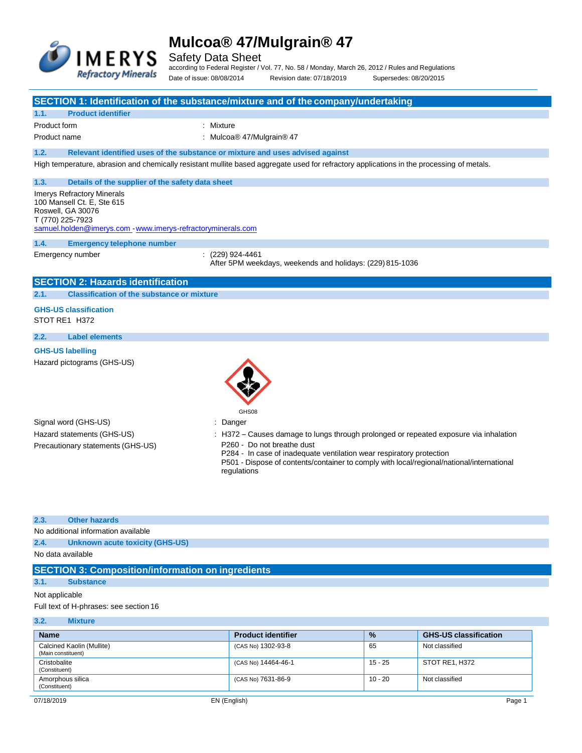# Mulcoa® 47/Mulgrain® 47

Safety Data Sheet

according to Federal Register / Vol. 77, No. 58 / Monday, March 26, 2012 / Rules and Regulations

Date of issue: 08/08/2014 Revision date: 07/18/2019 Supersedes: 08/20/2015

## SECTION 1: Identification of the substance/mixture and of the company/undertaking

### 1.1. Product identifier

Product form : Mixture

Product name : Mulcoa® 47/Mulgrain® 47

### 1.2. Relevant identified uses of the substance or mixture and uses advised against

High temperature, abrasion and chemically resistant mullite based aggregate used for refractory applications in the processing of metals.

### 1.3. Details of the supplier of the safety data sheet

Imerys Refractory Minerals
100 Mansell Ct. E, Ste 615
Roswell, GA 30076
T (770) 225-7923
samuel.holden@imerys.com - www.imerys-refractoryminerals.com

### 1.4. Emergency telephone number

Emergency number : (229) 924-4461
After 5PM weekdays, weekends and holidays: (229) 815-1036

## SECTION 2: Hazards identification

### 2.1. Classification of the substance or mixture

**GHS-US classification**

STOT RE1 H372

### 2.2. Label elements

**GHS-US labelling**

Hazard pictograms (GHS-US) :

GHS08

Signal word (GHS-US) : Danger

Hazard statements (GHS-US) : H372 – Causes damage to lungs through prolonged or repeated exposure via inhalation

Precautionary statements (GHS-US) :
P260 - Do not breathe dust
P284 - In case of inadequate ventilation wear respiratory protection
P501 - Dispose of contents/container to comply with local/regional/national/international regulations

### 2.3. Other hazards

No additional information available

### 2.4. Unknown acute toxicity (GHS-US)

No data available

## SECTION 3: Composition/information on ingredients

### 3.1. Substance

Not applicable

Full text of H-phrases: see section 16

### 3.2. Mixture

| Name | Product identifier | % | GHS-US classification |
|---|---|---|---|
| Calcined Kaolin (Mullite) (Main constituent) | (CAS No) 1302-93-8 | 65 | Not classified |
| Cristobalite (Constituent) | (CAS No) 14464-46-1 | 15 - 25 | STOT RE1, H372 |
| Amorphous silica (Constituent) | (CAS No) 7631-86-9 | 10 - 20 | Not classified |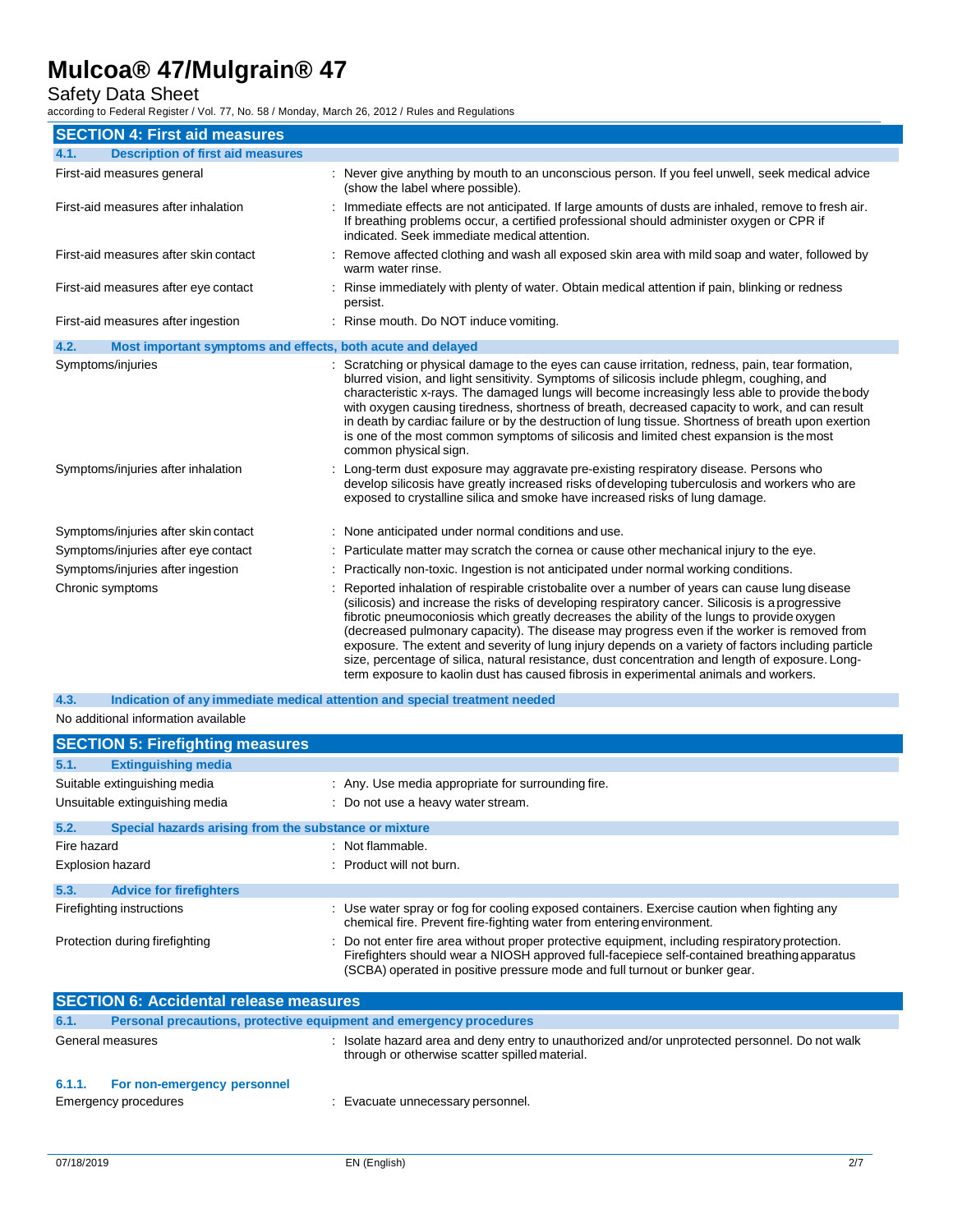## SECTION 4: First aid measures

### 4.1. Description of first aid measures

| | |
|---|---|
| First-aid measures general | : Never give anything by mouth to an unconscious person. If you feel unwell, seek medical advice (show the label where possible). |
| First-aid measures after inhalation | : Immediate effects are not anticipated. If large amounts of dusts are inhaled, remove to fresh air. If breathing problems occur, a certified professional should administer oxygen or CPR if indicated. Seek immediate medical attention. |
| First-aid measures after skin contact | : Remove affected clothing and wash all exposed skin area with mild soap and water, followed by warm water rinse. |
| First-aid measures after eye contact | : Rinse immediately with plenty of water. Obtain medical attention if pain, blinking or redness persist. |
| First-aid measures after ingestion | : Rinse mouth. Do NOT induce vomiting. |

### 4.2. Most important symptoms and effects, both acute and delayed

| | |
|---|---|
| Symptoms/injuries | : Scratching or physical damage to the eyes can cause irritation, redness, pain, tear formation, blurred vision, and light sensitivity. Symptoms of silicosis include phlegm, coughing, and characteristic x-rays. The damaged lungs will become increasingly less able to provide the body with oxygen causing tiredness, shortness of breath, decreased capacity to work, and can result in death by cardiac failure or by the destruction of lung tissue. Shortness of breath upon exertion is one of the most common symptoms of silicosis and limited chest expansion is the most common physical sign. |
| Symptoms/injuries after inhalation | : Long-term dust exposure may aggravate pre-existing respiratory disease. Persons who develop silicosis have greatly increased risks of developing tuberculosis and workers who are exposed to crystalline silica and smoke have increased risks of lung damage. |
| Symptoms/injuries after skin contact | : None anticipated under normal conditions and use. |
| Symptoms/injuries after eye contact | : Particulate matter may scratch the cornea or cause other mechanical injury to the eye. |
| Symptoms/injuries after ingestion | : Practically non-toxic. Ingestion is not anticipated under normal working conditions. |
| Chronic symptoms | : Reported inhalation of respirable cristobalite over a number of years can cause lung disease (silicosis) and increase the risks of developing respiratory cancer. Silicosis is a progressive fibrotic pneumoconiosis which greatly decreases the ability of the lungs to provide oxygen (decreased pulmonary capacity). The disease may progress even if the worker is removed from exposure. The extent and severity of lung injury depends on a variety of factors including particle size, percentage of silica, natural resistance, dust concentration and length of exposure. Long-term exposure to kaolin dust has caused fibrosis in experimental animals and workers. |

### 4.3. Indication of any immediate medical attention and special treatment needed

No additional information available

## SECTION 5: Firefighting measures

### 5.1. Extinguishing media

| | |
|---|---|
| Suitable extinguishing media | : Any. Use media appropriate for surrounding fire. |
| Unsuitable extinguishing media | : Do not use a heavy water stream. |

### 5.2. Special hazards arising from the substance or mixture

| | |
|---|---|
| Fire hazard | : Not flammable. |
| Explosion hazard | : Product will not burn. |

### 5.3. Advice for firefighters

| | |
|---|---|
| Firefighting instructions | : Use water spray or fog for cooling exposed containers. Exercise caution when fighting any chemical fire. Prevent fire-fighting water from entering environment. |
| Protection during firefighting | : Do not enter fire area without proper protective equipment, including respiratory protection. Firefighters should wear a NIOSH approved full-facepiece self-contained breathing apparatus (SCBA) operated in positive pressure mode and full turnout or bunker gear. |

## SECTION 6: Accidental release measures

### 6.1. Personal precautions, protective equipment and emergency procedures

| | |
|---|---|
| General measures | : Isolate hazard area and deny entry to unauthorized and/or unprotected personnel. Do not walk through or otherwise scatter spilled material. |

#### 6.1.1. For non-emergency personnel

| | |
|---|---|
| Emergency procedures | : Evacuate unnecessary personnel. |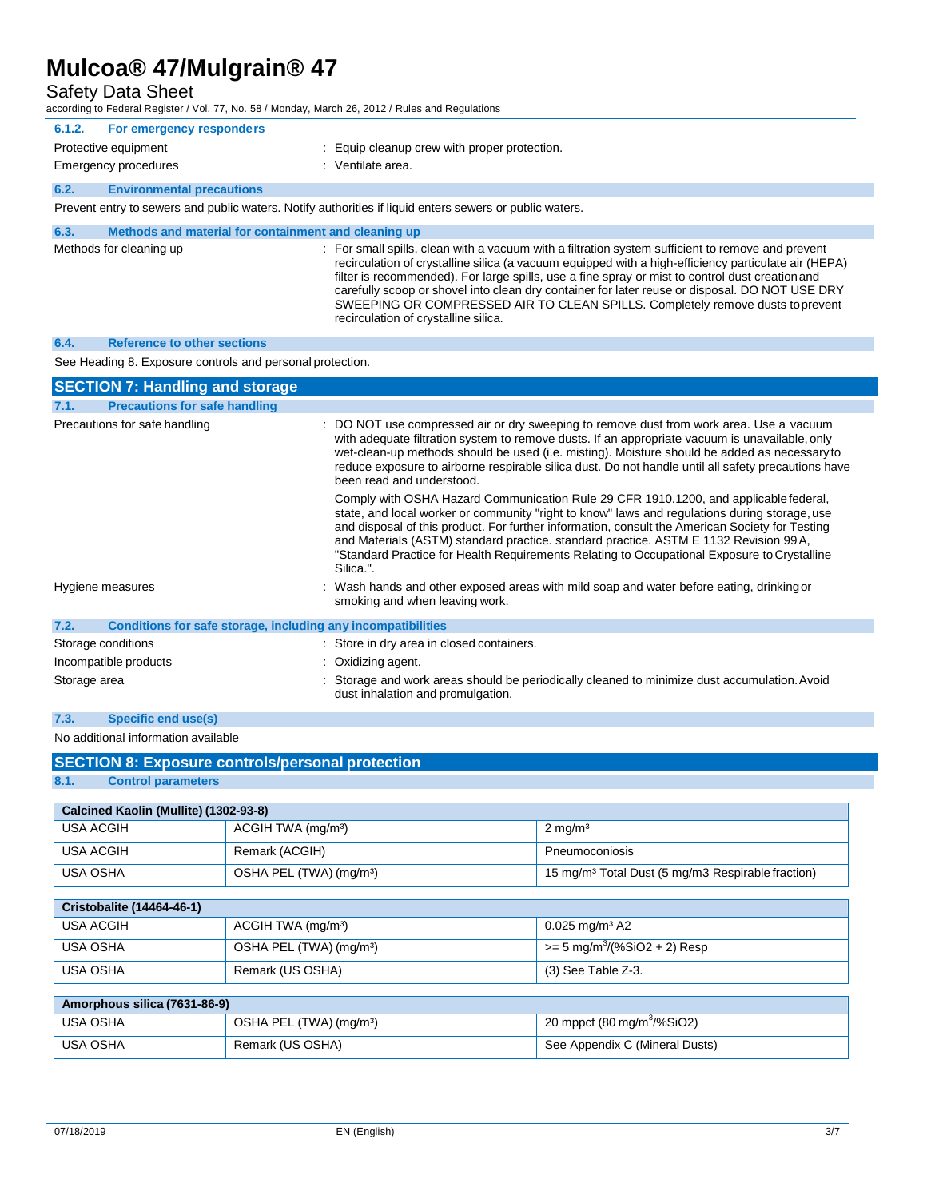### 6.1.2. For emergency responders

Protective equipment : Equip cleanup crew with proper protection.

Emergency procedures : Ventilate area.

### 6.2. Environmental precautions

Prevent entry to sewers and public waters. Notify authorities if liquid enters sewers or public waters.

### 6.3. Methods and material for containment and cleaning up

Methods for cleaning up : For small spills, clean with a vacuum with a filtration system sufficient to remove and prevent recirculation of crystalline silica (a vacuum equipped with a high-efficiency particulate air (HEPA) filter is recommended). For large spills, use a fine spray or mist to control dust creation and carefully scoop or shovel into clean dry container for later reuse or disposal. DO NOT USE DRY SWEEPING OR COMPRESSED AIR TO CLEAN SPILLS. Completely remove dusts to prevent recirculation of crystalline silica.

### 6.4. Reference to other sections

See Heading 8. Exposure controls and personal protection.

## SECTION 7: Handling and storage

### 7.1. Precautions for safe handling

Precautions for safe handling : DO NOT use compressed air or dry sweeping to remove dust from work area. Use a vacuum with adequate filtration system to remove dusts. If an appropriate vacuum is unavailable, only wet-clean-up methods should be used (i.e. misting). Moisture should be added as necessary to reduce exposure to airborne respirable silica dust. Do not handle until all safety precautions have been read and understood.

Comply with OSHA Hazard Communication Rule 29 CFR 1910.1200, and applicable federal, state, and local worker or community "right to know" laws and regulations during storage, use and disposal of this product. For further information, consult the American Society for Testing and Materials (ASTM) standard practice. standard practice. ASTM E 1132 Revision 99A, "Standard Practice for Health Requirements Relating to Occupational Exposure to Crystalline Silica.".

Hygiene measures : Wash hands and other exposed areas with mild soap and water before eating, drinking or smoking and when leaving work.

### 7.2. Conditions for safe storage, including any incompatibilities

Storage conditions : Store in dry area in closed containers.

Incompatible products : Oxidizing agent.

Storage area : Storage and work areas should be periodically cleaned to minimize dust accumulation. Avoid dust inhalation and promulgation.

### 7.3. Specific end use(s)

No additional information available

## SECTION 8: Exposure controls/personal protection

### 8.1. Control parameters

| Calcined Kaolin (Mullite) (1302-93-8) | | |
|---|---|---|
| USA ACGIH | ACGIH TWA (mg/m³) | 2 mg/m³ |
| USA ACGIH | Remark (ACGIH) | Pneumoconiosis |
| USA OSHA | OSHA PEL (TWA) (mg/m³) | 15 mg/m³ Total Dust (5 mg/m3 Respirable fraction) |

| Cristobalite (14464-46-1) | | |
|---|---|---|
| USA ACGIH | ACGIH TWA (mg/m³) | 0.025 mg/m³ A2 |
| USA OSHA | OSHA PEL (TWA) (mg/m³) | >= 5 mg/m³/(%SiO2 + 2) Resp |
| USA OSHA | Remark (US OSHA) | (3) See Table Z-3. |

| Amorphous silica (7631-86-9) | | |
|---|---|---|
| USA OSHA | OSHA PEL (TWA) (mg/m³) | 20 mppcf (80 mg/m³/%SiO2) |
| USA OSHA | Remark (US OSHA) | See Appendix C (Mineral Dusts) |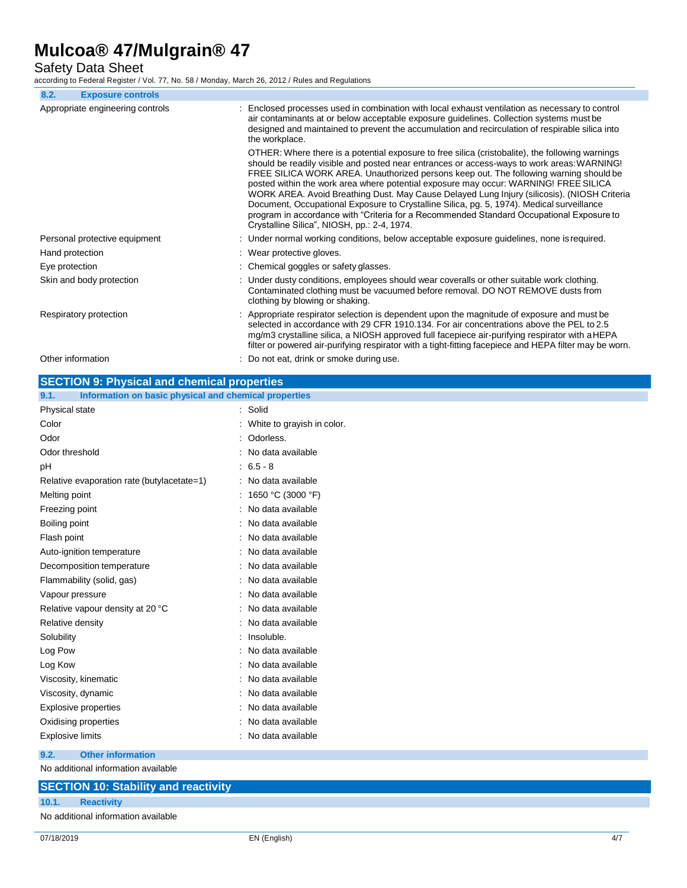### 8.2. Exposure controls

| | |
|---|---|
| Appropriate engineering controls | : Enclosed processes used in combination with local exhaust ventilation as necessary to control air contaminants at or below acceptable exposure guidelines. Collection systems must be designed and maintained to prevent the accumulation and recirculation of respirable silica into the workplace.<br><br>OTHER: Where there is a potential exposure to free silica (cristobalite), the following warnings should be readily visible and posted near entrances or access-ways to work areas: WARNING! FREE SILICA WORK AREA. Unauthorized persons keep out. The following warning should be posted within the work area where potential exposure may occur: WARNING! FREE SILICA WORK AREA. Avoid Breathing Dust. May Cause Delayed Lung Injury (silicosis). (NIOSH Criteria Document, Occupational Exposure to Crystalline Silica, pg. 5, 1974). Medical surveillance program in accordance with "Criteria for a Recommended Standard Occupational Exposure to Crystalline Silica", NIOSH, pp.: 2-4, 1974. |
| Personal protective equipment | : Under normal working conditions, below acceptable exposure guidelines, none is required. |
| Hand protection | : Wear protective gloves. |
| Eye protection | : Chemical goggles or safety glasses. |
| Skin and body protection | : Under dusty conditions, employees should wear coveralls or other suitable work clothing. Contaminated clothing must be vacuumed before removal. DO NOT REMOVE dusts from clothing by blowing or shaking. |
| Respiratory protection | : Appropriate respirator selection is dependent upon the magnitude of exposure and must be selected in accordance with 29 CFR 1910.134. For air concentrations above the PEL to 2.5 mg/m3 crystalline silica, a NIOSH approved full facepiece air-purifying respirator with a HEPA filter or powered air-purifying respirator with a tight-fitting facepiece and HEPA filter may be worn. |
| Other information | : Do not eat, drink or smoke during use. |

## SECTION 9: Physical and chemical properties

### 9.1. Information on basic physical and chemical properties

| | |
|---|---|
| Physical state | : Solid |
| Color | : White to grayish in color. |
| Odor | : Odorless. |
| Odor threshold | : No data available |
| pH | : 6.5 - 8 |
| Relative evaporation rate (butylacetate=1) | : No data available |
| Melting point | : 1650 °C (3000 °F) |
| Freezing point | : No data available |
| Boiling point | : No data available |
| Flash point | : No data available |
| Auto-ignition temperature | : No data available |
| Decomposition temperature | : No data available |
| Flammability (solid, gas) | : No data available |
| Vapour pressure | : No data available |
| Relative vapour density at 20 °C | : No data available |
| Relative density | : No data available |
| Solubility | : Insoluble. |
| Log Pow | : No data available |
| Log Kow | : No data available |
| Viscosity, kinematic | : No data available |
| Viscosity, dynamic | : No data available |
| Explosive properties | : No data available |
| Oxidising properties | : No data available |
| Explosive limits | : No data available |

### 9.2. Other information

No additional information available

## SECTION 10: Stability and reactivity

### 10.1. Reactivity

No additional information available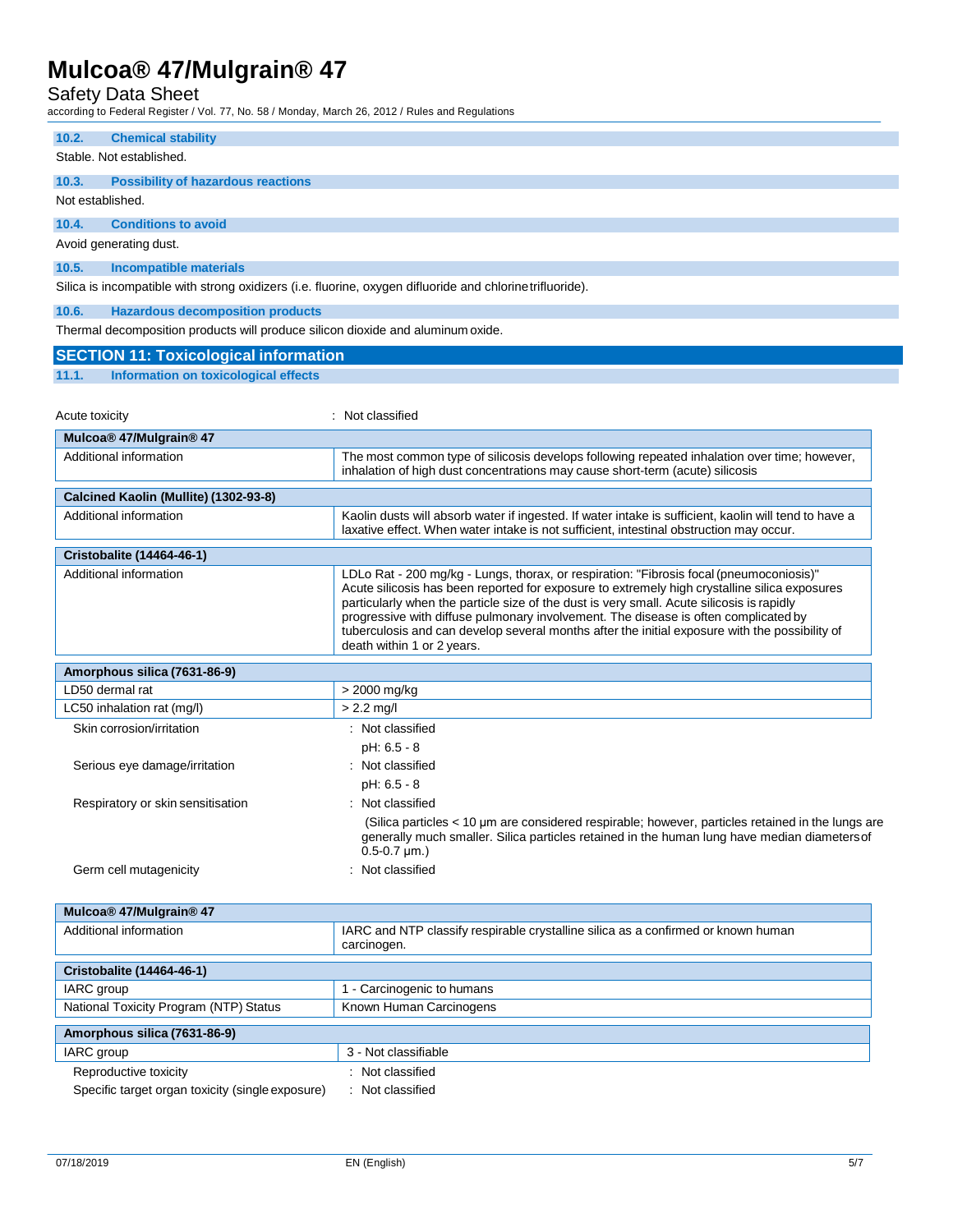### 10.2. Chemical stability

Stable. Not established.

### 10.3. Possibility of hazardous reactions

Not established.

### 10.4. Conditions to avoid

Avoid generating dust.

### 10.5. Incompatible materials

Silica is incompatible with strong oxidizers (i.e. fluorine, oxygen difluoride and chlorine trifluoride).

### 10.6. Hazardous decomposition products

Thermal decomposition products will produce silicon dioxide and aluminum oxide.

## SECTION 11: Toxicological information

### 11.1. Information on toxicological effects

Acute toxicity : Not classified

| Mulcoa® 47/Mulgrain® 47 | |
|---|---|
| Additional information | The most common type of silicosis develops following repeated inhalation over time; however, inhalation of high dust concentrations may cause short-term (acute) silicosis |

| Calcined Kaolin (Mullite) (1302-93-8) | |
|---|---|
| Additional information | Kaolin dusts will absorb water if ingested. If water intake is sufficient, kaolin will tend to have a laxative effect. When water intake is not sufficient, intestinal obstruction may occur. |

| Cristobalite (14464-46-1) | |
|---|---|
| Additional information | LDLo Rat - 200 mg/kg - Lungs, thorax, or respiration: "Fibrosis focal (pneumoconiosis)" Acute silicosis has been reported for exposure to extremely high crystalline silica exposures particularly when the particle size of the dust is very small. Acute silicosis is rapidly progressive with diffuse pulmonary involvement. The disease is often complicated by tuberculosis and can develop several months after the initial exposure with the possibility of death within 1 or 2 years. |

| Amorphous silica (7631-86-9) | |
|---|---|
| LD50 dermal rat | > 2000 mg/kg |
| LC50 inhalation rat (mg/l) | > 2.2 mg/l |

Skin corrosion/irritation : Not classified

pH: 6.5 - 8

Serious eye damage/irritation : Not classified

pH: 6.5 - 8

Respiratory or skin sensitisation : Not classified

(Silica particles < 10 µm are considered respirable; however, particles retained in the lungs are generally much smaller. Silica particles retained in the human lung have median diameters of 0.5-0.7 µm.)

Germ cell mutagenicity : Not classified

| Mulcoa® 47/Mulgrain® 47 | |
|---|---|
| Additional information | IARC and NTP classify respirable crystalline silica as a confirmed or known human carcinogen. |

| Cristobalite (14464-46-1) | |
|---|---|
| IARC group | 1 - Carcinogenic to humans |
| National Toxicity Program (NTP) Status | Known Human Carcinogens |

| Amorphous silica (7631-86-9) | |
|---|---|
| IARC group | 3 - Not classifiable |

Reproductive toxicity : Not classified

Specific target organ toxicity (single exposure) : Not classified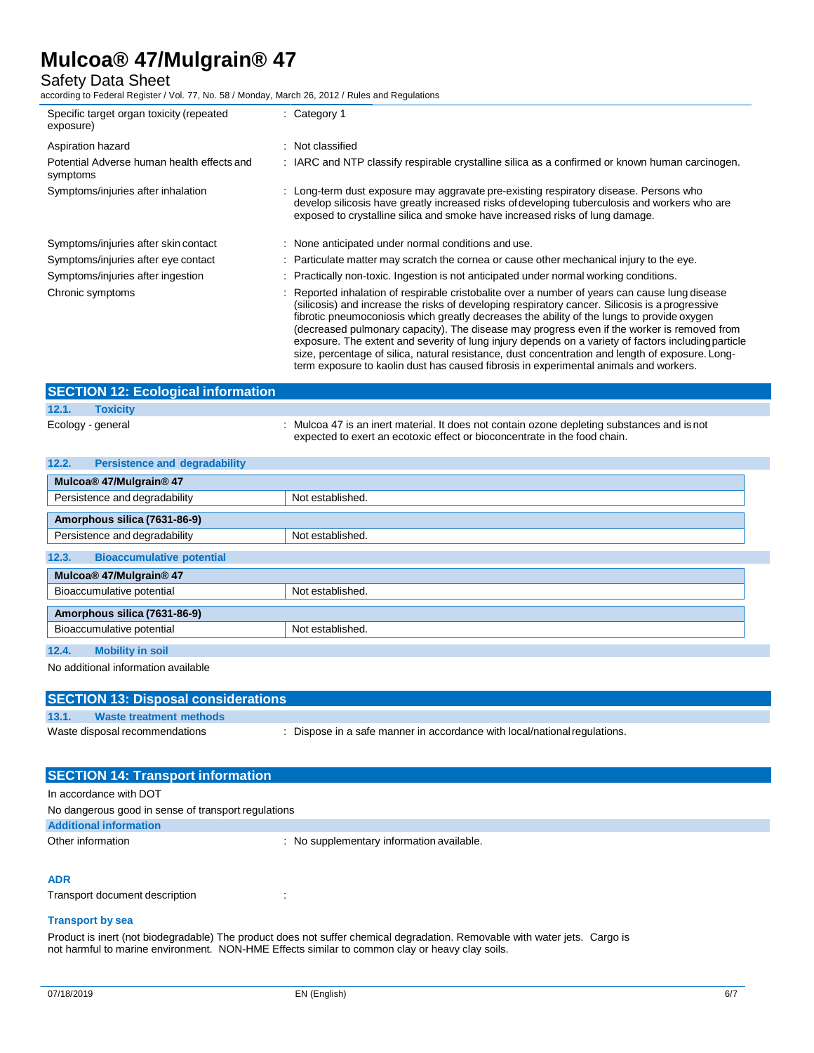| | |
|---|---|
| Specific target organ toxicity (repeated exposure) | : Category 1 |
| Aspiration hazard | : Not classified |
| Potential Adverse human health effects and symptoms | : IARC and NTP classify respirable crystalline silica as a confirmed or known human carcinogen. |
| Symptoms/injuries after inhalation | : Long-term dust exposure may aggravate pre-existing respiratory disease. Persons who develop silicosis have greatly increased risks of developing tuberculosis and workers who are exposed to crystalline silica and smoke have increased risks of lung damage. |
| Symptoms/injuries after skin contact | : None anticipated under normal conditions and use. |
| Symptoms/injuries after eye contact | : Particulate matter may scratch the cornea or cause other mechanical injury to the eye. |
| Symptoms/injuries after ingestion | : Practically non-toxic. Ingestion is not anticipated under normal working conditions. |
| Chronic symptoms | : Reported inhalation of respirable cristobalite over a number of years can cause lung disease (silicosis) and increase the risks of developing respiratory cancer. Silicosis is a progressive fibrotic pneumoconiosis which greatly decreases the ability of the lungs to provide oxygen (decreased pulmonary capacity). The disease may progress even if the worker is removed from exposure. The extent and severity of lung injury depends on a variety of factors including particle size, percentage of silica, natural resistance, dust concentration and length of exposure. Long-term exposure to kaolin dust has caused fibrosis in experimental animals and workers. |

## SECTION 12: Ecological information

### 12.1. Toxicity

Ecology - general : Mulcoa 47 is an inert material. It does not contain ozone depleting substances and is not expected to exert an ecotoxic effect or bioconcentrate in the food chain.

### 12.2. Persistence and degradability

| Mulcoa® 47/Mulgrain® 47 | |
|---|---|
| Persistence and degradability | Not established. |

| Amorphous silica (7631-86-9) | |
|---|---|
| Persistence and degradability | Not established. |

### 12.3. Bioaccumulative potential

| Mulcoa® 47/Mulgrain® 47 | |
|---|---|
| Bioaccumulative potential | Not established. |

| Amorphous silica (7631-86-9) | |
|---|---|
| Bioaccumulative potential | Not established. |

### 12.4. Mobility in soil

No additional information available

## SECTION 13: Disposal considerations

### 13.1. Waste treatment methods

Waste disposal recommendations : Dispose in a safe manner in accordance with local/national regulations.

## SECTION 14: Transport information

In accordance with DOT

No dangerous good in sense of transport regulations

### Additional information

Other information : No supplementary information available.

### ADR

Transport document description :

### Transport by sea

Product is inert (not biodegradable) The product does not suffer chemical degradation. Removable with water jets. Cargo is not harmful to marine environment. NON-HME Effects similar to common clay or heavy clay soils.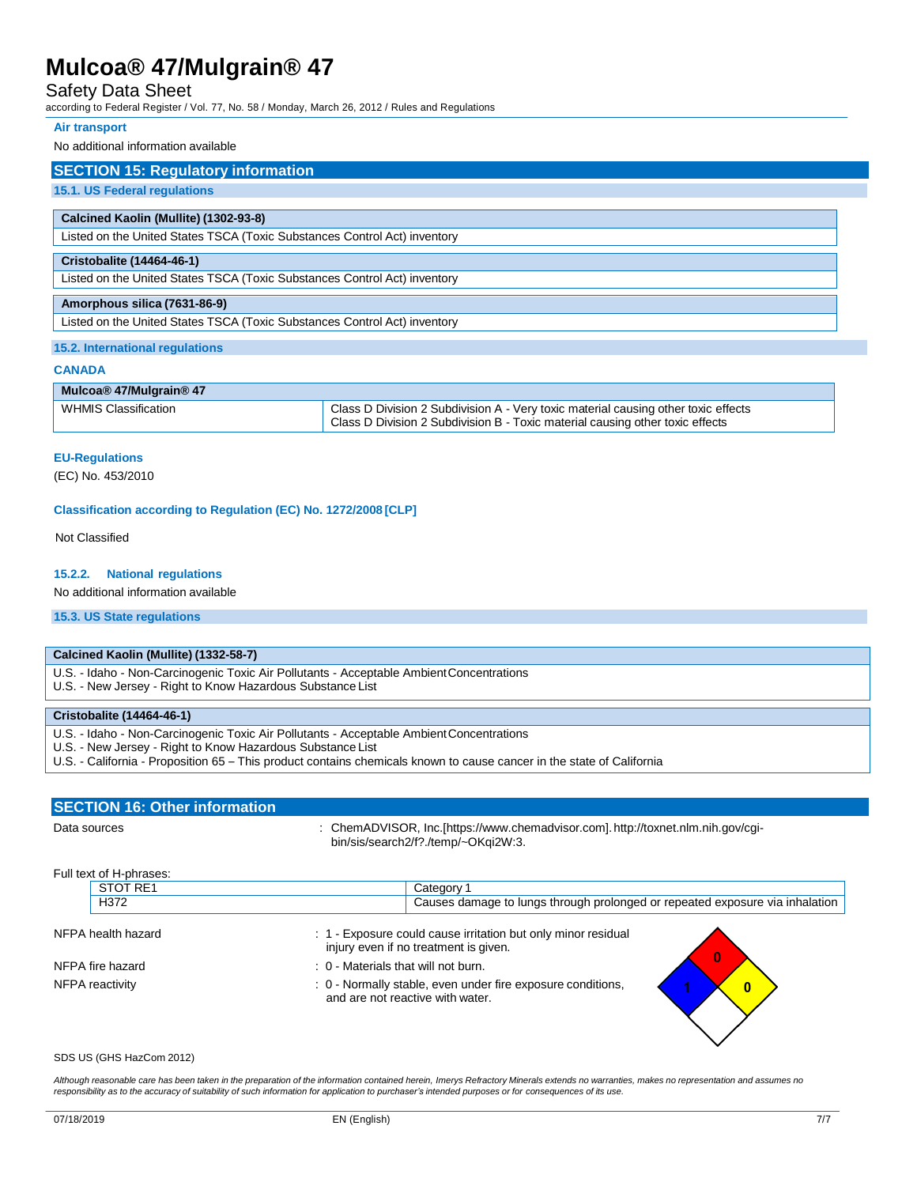### Air transport

No additional information available

## SECTION 15: Regulatory information

### 15.1. US Federal regulations

| Calcined Kaolin (Mullite) (1302-93-8) |
|---|
| Listed on the United States TSCA (Toxic Substances Control Act) inventory |

| Cristobalite (14464-46-1) |
|---|
| Listed on the United States TSCA (Toxic Substances Control Act) inventory |

| Amorphous silica (7631-86-9) |
|---|
| Listed on the United States TSCA (Toxic Substances Control Act) inventory |

### 15.2. International regulations

**CANADA**

| Mulcoa® 47/Mulgrain® 47 | |
|---|---|
| WHMIS Classification | Class D Division 2 Subdivision A - Very toxic material causing other toxic effects<br>Class D Division 2 Subdivision B - Toxic material causing other toxic effects |

**EU-Regulations**

(EC) No. 453/2010

**Classification according to Regulation (EC) No. 1272/2008 [CLP]**

Not Classified

#### 15.2.2. National regulations

No additional information available

### 15.3. US State regulations

| Calcined Kaolin (Mullite) (1332-58-7) |
|---|
| U.S. - Idaho - Non-Carcinogenic Toxic Air Pollutants - Acceptable Ambient Concentrations<br>U.S. - New Jersey - Right to Know Hazardous Substance List |

| Cristobalite (14464-46-1) |
|---|
| U.S. - Idaho - Non-Carcinogenic Toxic Air Pollutants - Acceptable Ambient Concentrations<br>U.S. - New Jersey - Right to Know Hazardous Substance List<br>U.S. - California - Proposition 65 – This product contains chemicals known to cause cancer in the state of California |

## SECTION 16: Other information

Data sources : ChemADVISOR, Inc.[https://www.chemadvisor.com]. http://toxnet.nlm.nih.gov/cgi-bin/sis/search2/f?./temp/~OKqi2W:3.

Full text of H-phrases:

| | |
|---|---|
| STOT RE1 | Category 1 |
| H372 | Causes damage to lungs through prolonged or repeated exposure via inhalation |

NFPA health hazard : 1 - Exposure could cause irritation but only minor residual injury even if no treatment is given.

NFPA fire hazard : 0 - Materials that will not burn.

NFPA reactivity : 0 - Normally stable, even under fire exposure conditions, and are not reactive with water.

0

1

0

SDS US (GHS HazCom 2012)

*Although reasonable care has been taken in the preparation of the information contained herein, Imerys Refractory Minerals extends no warranties, makes no representation and assumes no responsibility as to the accuracy of suitability of such information for application to purchaser's intended purposes or for consequences of its use.*